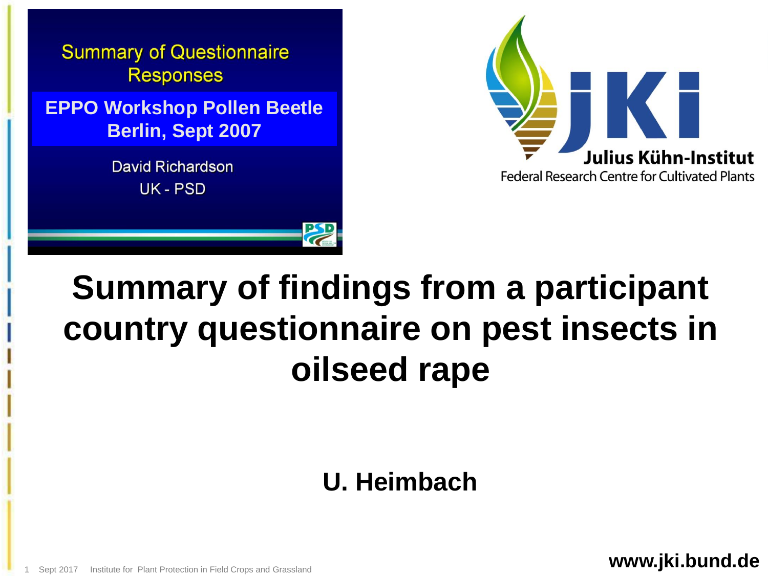Summary of Questionnaire Responses

**EPPO Workshop Pollen Beetle Berlin, Sept 2007**

David Richardson
UK - PSD

Julius Kühn-Institut
Federal Research Centre for Cultivated Plants

# Summary of findings from a participant country questionnaire on pest insects in oilseed rape

**U. Heimbach**

**www.jki.bund.de**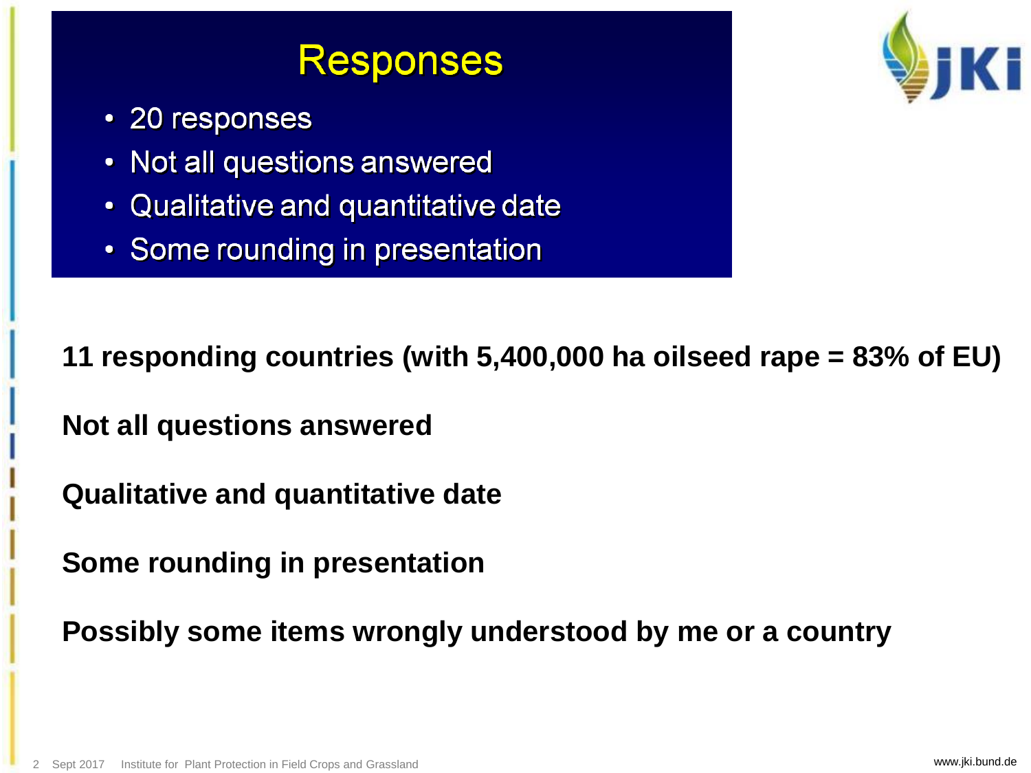# Responses

- 20 responses
- Not all questions answered
- Qualitative and quantitative date
- Some rounding in presentation

**11 responding countries (with 5,400,000 ha oilseed rape = 83% of EU)**

**Not all questions answered**

**Qualitative and quantitative date**

**Some rounding in presentation**

**Possibly some items wrongly understood by me or a country**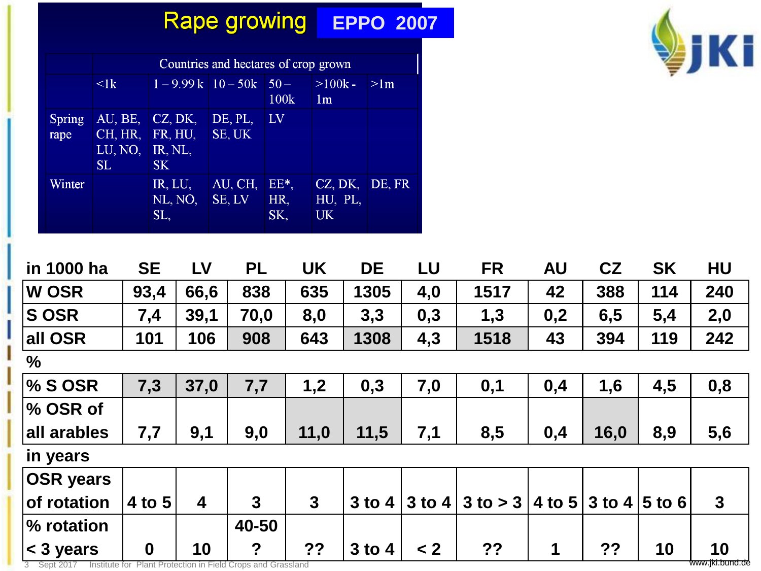# Rape growing

**EPPO 2007**

| | Countries and hectares of crop grown | | | | | |
|---|---|---|---|---|---|---|
| | <1k | 1 – 9.99 k | 10 – 50k | 50 – 100k | >100k - 1m | >1m |
| Spring rape | AU, BE, CH, HR, LU, NO, SL | CZ, DK, FR, HU, IR, NL, SK | DE, PL, SE, UK | LV | | |
| Winter | | IR, LU, NL, NO, SL, | AU, CH, SE, LV | EE*, HR, SK, | CZ, DK, HU, PL, UK | DE, FR |

| in 1000 ha | SE | LV | PL | UK | DE | LU | FR | AU | CZ | SK | HU |
|---|---|---|---|---|---|---|---|---|---|---|---|
| W OSR | 93,4 | 66,6 | 838 | 635 | 1305 | 4,0 | 1517 | 42 | 388 | 114 | 240 |
| S OSR | 7,4 | 39,1 | 70,0 | 8,0 | 3,3 | 0,3 | 1,3 | 0,2 | 6,5 | 5,4 | 2,0 |
| all OSR | 101 | 106 | 908 | 643 | 1308 | 4,3 | 1518 | 43 | 394 | 119 | 242 |
| **%** | | | | | | | | | | | |
| % S OSR | 7,3 | 37,0 | 7,7 | 1,2 | 0,3 | 7,0 | 0,1 | 0,4 | 1,6 | 4,5 | 0,8 |
| % OSR of all arables | 7,7 | 9,1 | 9,0 | 11,0 | 11,5 | 7,1 | 8,5 | 0,4 | 16,0 | 8,9 | 5,6 |
| **in years** | | | | | | | | | | | |
| OSR years of rotation | 4 to 5 | 4 | 3 | 3 | 3 to 4 | 3 to 4 | 3 to > 3 | 4 to 5 | 3 to 4 | 5 to 6 | 3 |
| % rotation < 3 years | 0 | 10 | 40-50 ? | ?? | 3 to 4 | < 2 | ?? | 1 | ?? | 10 | 10 |

Sept 2017 Institute for Plant Protection in Field Crops and Grassland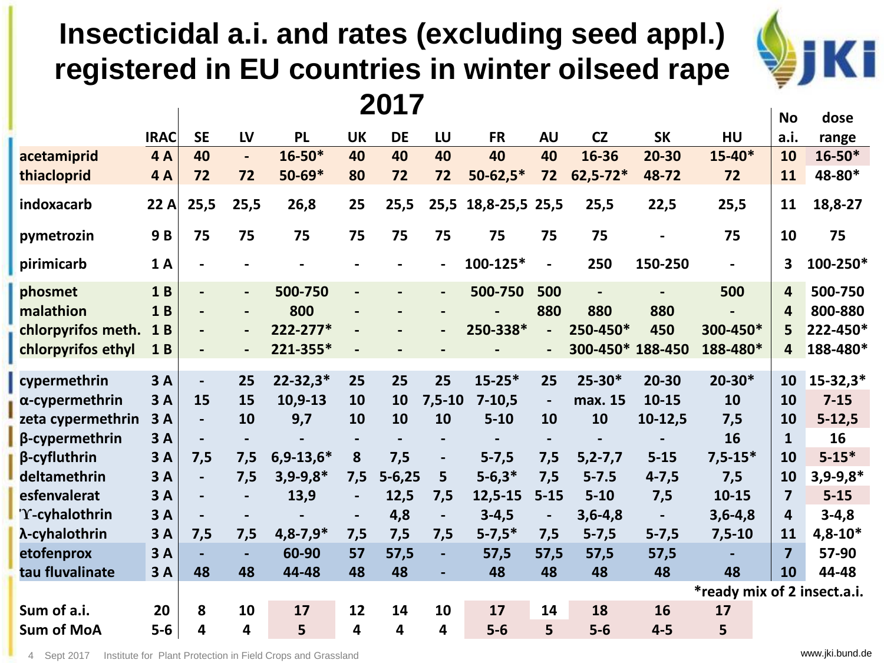# Insecticidal a.i. and rates (excluding seed appl.) registered in EU countries in winter oilseed rape 2017

| | IRAC | SE | LV | PL | UK | DE | LU | FR | AU | CZ | SK | HU | No a.i. | dose range |
|---|---|---|---|---|---|---|---|---|---|---|---|---|---|---|
| acetamiprid | 4 A | 40 | - | 16-50* | 40 | 40 | 40 | 40 | 40 | 16-36 | 20-30 | 15-40* | 10 | 16-50* |
| thiacloprid | 4 A | 72 | 72 | 50-69* | 80 | 72 | 72 | 50-62,5* | 72 | 62,5-72* | 48-72 | 72 | 11 | 48-80* |
| indoxacarb | 22 A | 25,5 | 25,5 | 26,8 | 25 | 25,5 | 25,5 | 18,8-25,5 | 25,5 | 25,5 | 22,5 | 25,5 | 11 | 18,8-27 |
| pymetrozin | 9 B | 75 | 75 | 75 | 75 | 75 | 75 | 75 | 75 | 75 | - | 75 | 10 | 75 |
| pirimicarb | 1 A | - | - | - | - | - | - | 100-125* | - | 250 | 150-250 | - | 3 | 100-250* |
| phosmet | 1 B | - | - | 500-750 | - | - | - | 500-750 | 500 | - | - | 500 | 4 | 500-750 |
| malathion | 1 B | - | - | 800 | - | - | - | - | 880 | 880 | 880 | - | 4 | 800-880 |
| chlorpyrifos meth. | 1 B | - | - | 222-277* | - | - | - | 250-338* | - | 250-450* | 450 | 300-450* | 5 | 222-450* |
| chlorpyrifos ethyl | 1 B | - | - | 221-355* | - | - | - | - | - | 300-450* | 188-450 | 188-480* | 4 | 188-480* |
| cypermethrin | 3 A | - | 25 | 22-32,3* | 25 | 25 | 25 | 15-25* | 25 | 25-30* | 20-30 | 20-30* | 10 | 15-32,3* |
| α-cypermethrin | 3 A | 15 | 15 | 10,9-13 | 10 | 10 | 7,5-10 | 7-10,5 | - | max. 15 | 10-15 | 10 | 10 | 7-15 |
| zeta cypermethrin | 3 A | - | 10 | 9,7 | 10 | 10 | 10 | 5-10 | 10 | 10 | 10-12,5 | 7,5 | 10 | 5-12,5 |
| β-cypermethrin | 3 A | - | - | - | - | - | - | - | - | - | - | 16 | 1 | 16 |
| β-cyfluthrin | 3 A | 7,5 | 7,5 | 6,9-13,6* | 8 | 7,5 | - | 5-7,5 | 7,5 | 5,2-7,7 | 5-15 | 7,5-15* | 10 | 5-15* |
| deltamethrin | 3 A | - | 7,5 | 3,9-9,8* | 7,5 | 5-6,25 | 5 | 5-6,3* | 7,5 | 5-7.5 | 4-7,5 | 7,5 | 10 | 3,9-9,8* |
| esfenvalerat | 3 A | - | - | 13,9 | - | 12,5 | 7,5 | 12,5-15 | 5-15 | 5-10 | 7,5 | 10-15 | 7 | 5-15 |
| ϒ-cyhalothrin | 3 A | - | - | - | - | 4,8 | - | 3-4,5 | - | 3,6-4,8 | - | 3,6-4,8 | 4 | 3-4,8 |
| λ-cyhalothrin | 3 A | 7,5 | 7,5 | 4,8-7,9* | 7,5 | 7,5 | 7,5 | 5-7,5* | 7,5 | 5-7,5 | 5-7,5 | 7,5-10 | 11 | 4,8-10* |
| etofenprox | 3 A | - | - | 60-90 | 57 | 57,5 | - | 57,5 | 57,5 | 57,5 | 57,5 | - | 7 | 57-90 |
| tau fluvalinate | 3 A | 48 | 48 | 44-48 | 48 | 48 | - | 48 | 48 | 48 | 48 | 48 | 10 | 44-48 |
| Sum of a.i. | 20 | 8 | 10 | 17 | 12 | 14 | 10 | 17 | 14 | 18 | 16 | 17 | | |
| Sum of MoA | 5-6 | 4 | 4 | 5 | 4 | 4 | 4 | 5-6 | 5 | 5-6 | 4-5 | 5 | | |

*ready mix of 2 insect.a.i.

Sept 2017 Institute for Plant Protection in Field Crops and Grassland

www.jki.bund.de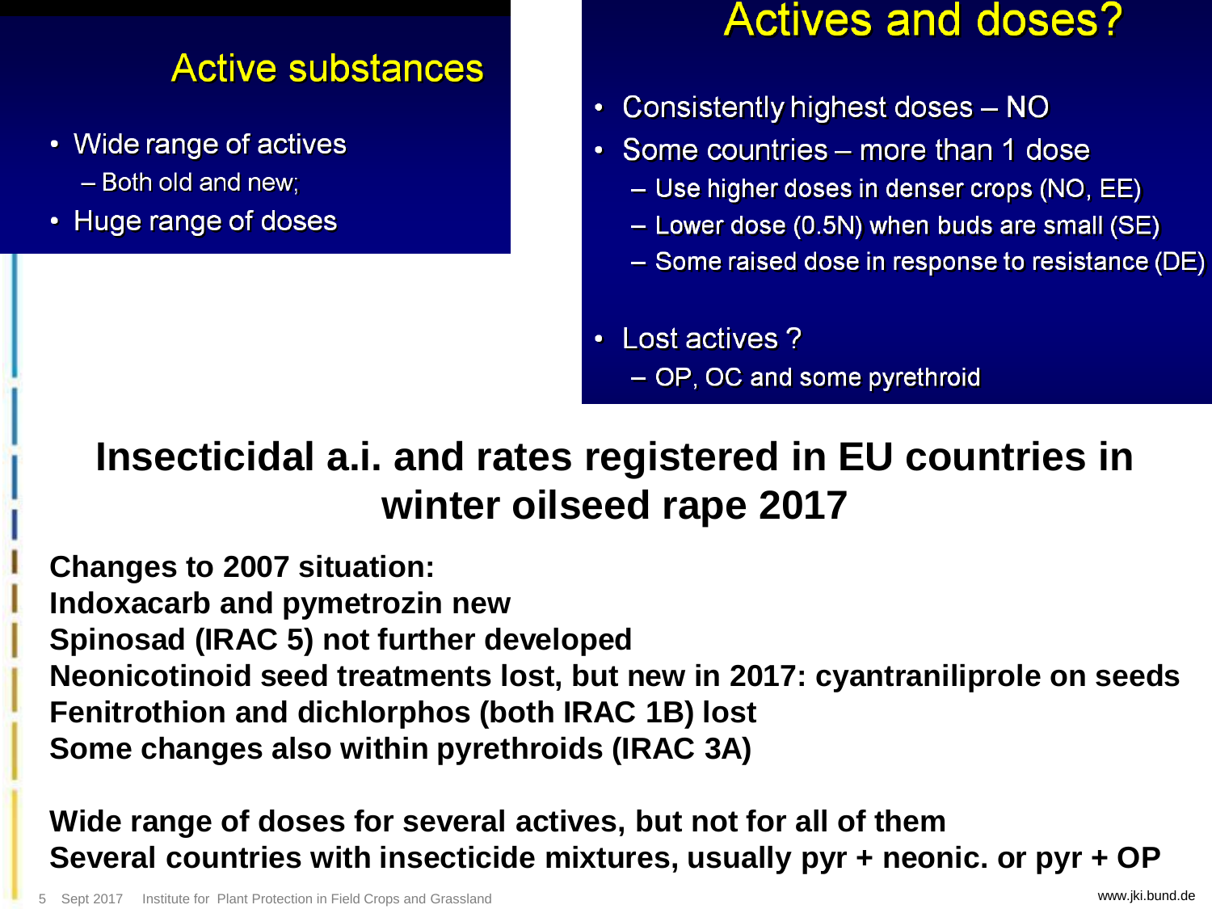## Active substances

- Wide range of actives
  - Both old and new;
- Huge range of doses

## Actives and doses?

- Consistently highest doses – NO
- Some countries – more than 1 dose
  - Use higher doses in denser crops (NO, EE)
  - Lower dose (0.5N) when buds are small (SE)
  - Some raised dose in response to resistance (DE)
- Lost actives ?
  - OP, OC and some pyrethroid

# Insecticidal a.i. and rates registered in EU countries in winter oilseed rape 2017

**Changes to 2007 situation:**
**Indoxacarb and pymetrozin new**
**Spinosad (IRAC 5) not further developed**
**Neonicotinoid seed treatments lost, but new in 2017: cyantraniliprole on seeds**
**Fenitrothion and dichlorphos (both IRAC 1B) lost**
**Some changes also within pyrethroids (IRAC 3A)**

**Wide range of doses for several actives, but not for all of them**
**Several countries with insecticide mixtures, usually pyr + neonic. or pyr + OP**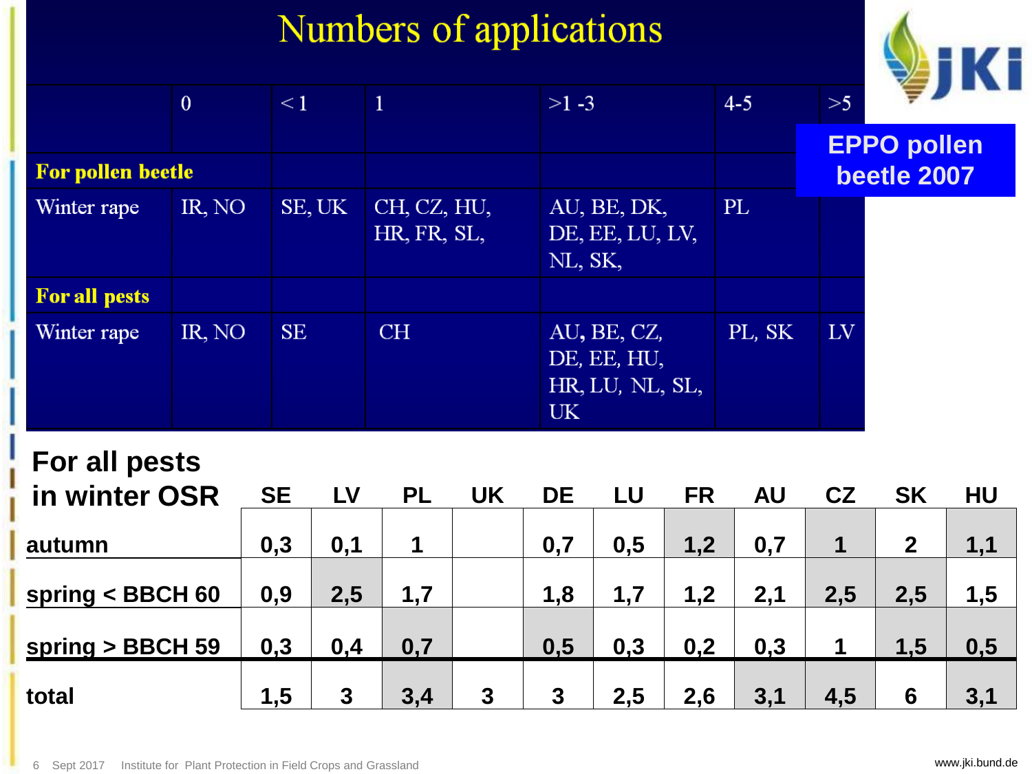# Numbers of applications

**EPPO pollen beetle 2007**

| | 0 | <1 | 1 | >1 -3 | 4-5 | >5 |
|---|---|---|---|---|---|---|
| **For pollen beetle** | | | | | | |
| Winter rape | IR, NO | SE, UK | CH, CZ, HU, HR, FR, SL, | AU, BE, DK, DE, EE, LU, LV, NL, SK, | PL | |
| **For all pests** | | | | | | |
| Winter rape | IR, NO | SE | CH | AU, BE, CZ, DE, EE, HU, HR, LU, NL, SL, UK | PL, SK | LV |

| For all pests in winter OSR | SE | LV | PL | UK | DE | LU | FR | AU | CZ | SK | HU |
|---|---|---|---|---|---|---|---|---|---|---|---|
| autumn | 0,3 | 0,1 | 1 | | 0,7 | 0,5 | 1,2 | 0,7 | 1 | 2 | 1,1 |
| spring < BBCH 60 | 0,9 | 2,5 | 1,7 | | 1,8 | 1,7 | 1,2 | 2,1 | 2,5 | 2,5 | 1,5 |
| spring > BBCH 59 | 0,3 | 0,4 | 0,7 | | 0,5 | 0,3 | 0,2 | 0,3 | 1 | 1,5 | 0,5 |
| total | 1,5 | 3 | 3,4 | 3 | 3 | 2,5 | 2,6 | 3,1 | 4,5 | 6 | 3,1 |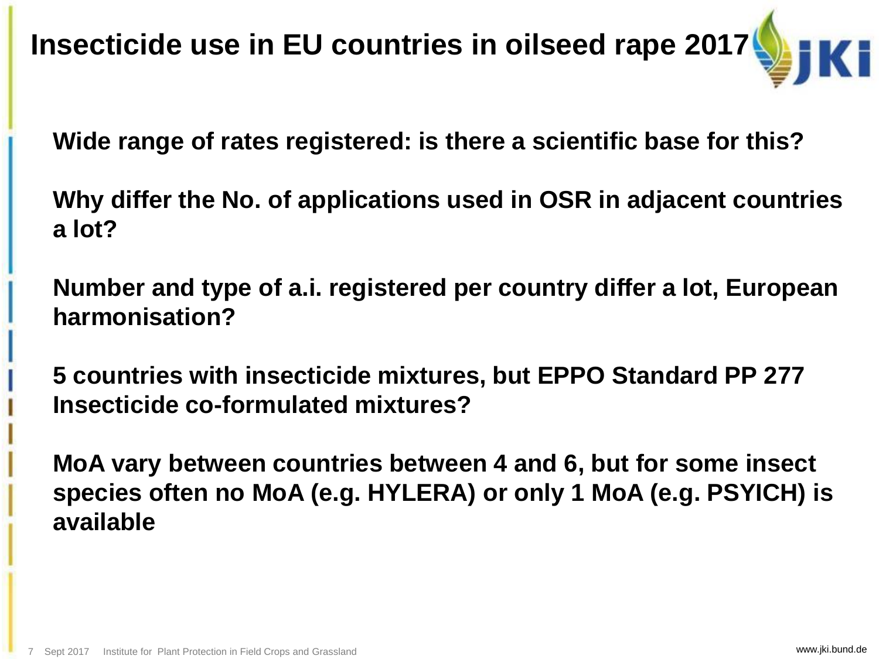# Insecticide use in EU countries in oilseed rape 2017

**Wide range of rates registered: is there a scientific base for this?**

**Why differ the No. of applications used in OSR in adjacent countries a lot?**

**Number and type of a.i. registered per country differ a lot, European harmonisation?**

**5 countries with insecticide mixtures, but EPPO Standard PP 277 Insecticide co-formulated mixtures?**

**MoA vary between countries between 4 and 6, but for some insect species often no MoA (e.g. HYLERA) or only 1 MoA (e.g. PSYICH) is available**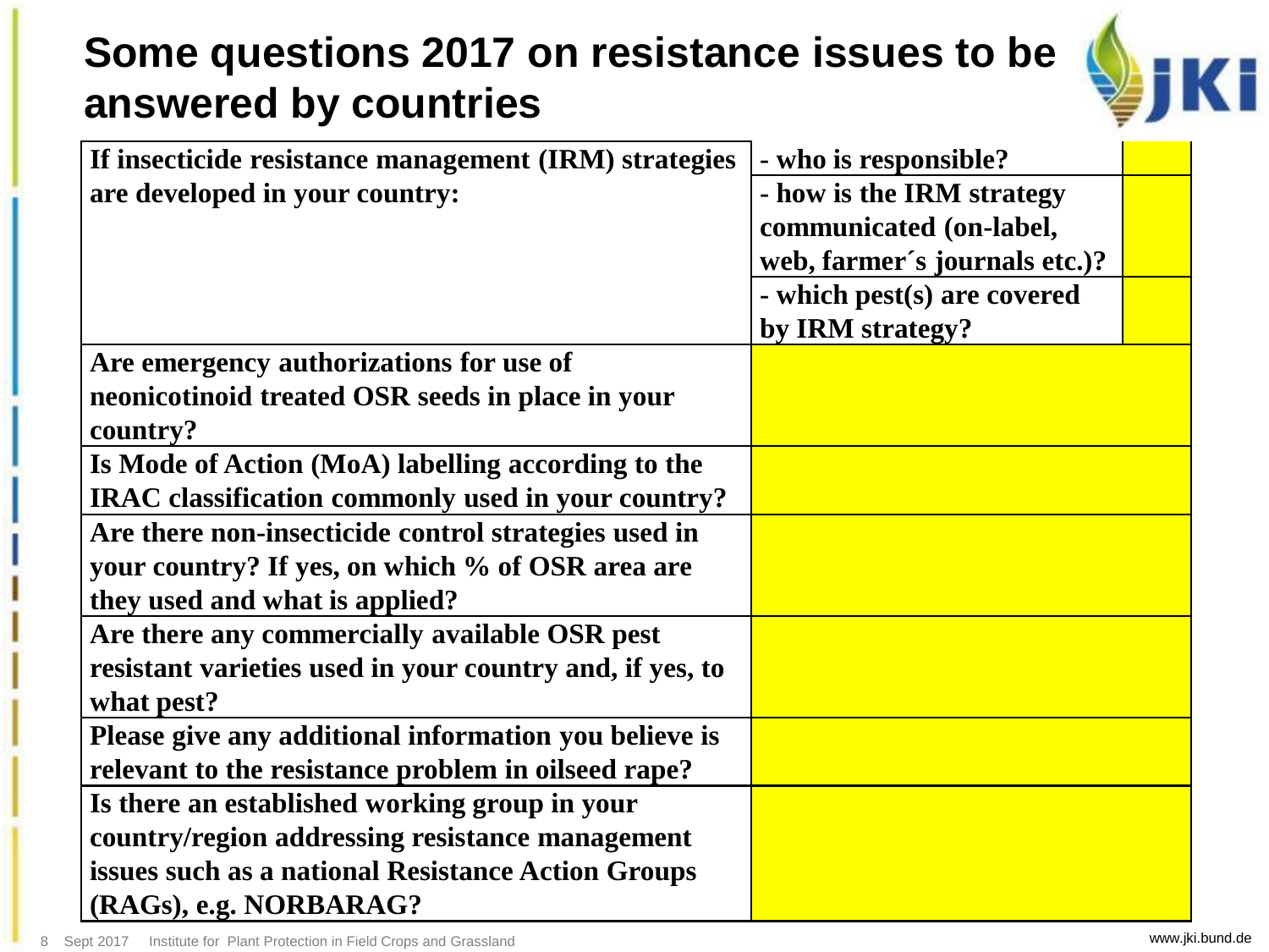# Some questions 2017 on resistance issues to be answered by countries

| | | |
|---|---|---|
| If insecticide resistance management (IRM) strategies are developed in your country: | - who is responsible? | |
| | - how is the IRM strategy communicated (on-label, web, farmer´s journals etc.)? | |
| | - which pest(s) are covered by IRM strategy? | |
| Are emergency authorizations for use of neonicotinoid treated OSR seeds in place in your country? | | |
| Is Mode of Action (MoA) labelling according to the IRAC classification commonly used in your country? | | |
| Are there non-insecticide control strategies used in your country? If yes, on which % of OSR area are they used and what is applied? | | |
| Are there any commercially available OSR pest resistant varieties used in your country and, if yes, to what pest? | | |
| Please give any additional information you believe is relevant to the resistance problem in oilseed rape? | | |
| Is there an established working group in your country/region addressing resistance management issues such as a national Resistance Action Groups (RAGs), e.g. NORBARAG? | | |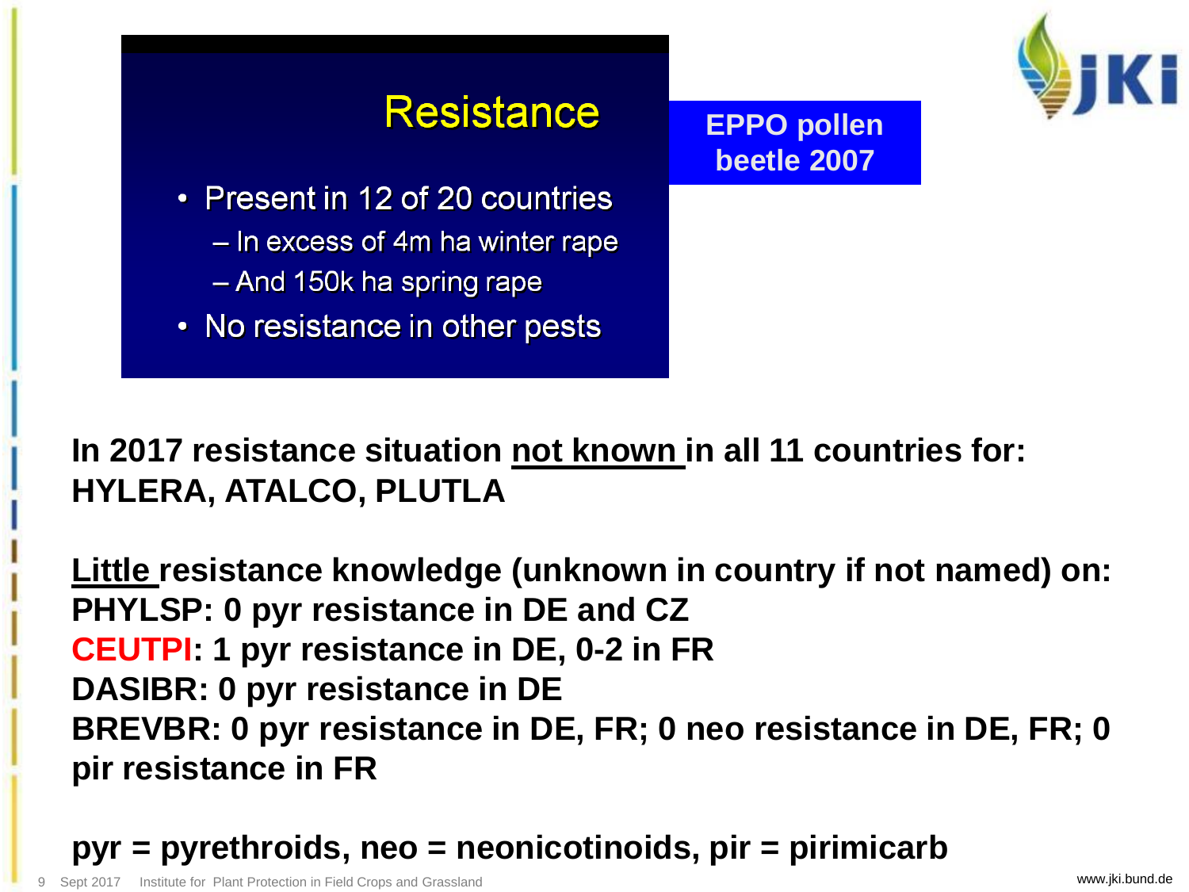## Resistance

- Present in 12 of 20 countries
  - In excess of 4m ha winter rape
  - And 150k ha spring rape
- No resistance in other pests

**EPPO pollen beetle 2007**

**In 2017 resistance situation <u>not known</u> in all 11 countries for: HYLERA, ATALCO, PLUTLA**

**<u>Little</u> resistance knowledge (unknown in country if not named) on:**
**PHYLSP: 0 pyr resistance in DE and CZ**
**CEUTPI: 1 pyr resistance in DE, 0-2 in FR**
**DASIBR: 0 pyr resistance in DE**
**BREVBR: 0 pyr resistance in DE, FR; 0 neo resistance in DE, FR; 0 pir resistance in FR**

**pyr = pyrethroids, neo = neonicotinoids, pir = pirimicarb**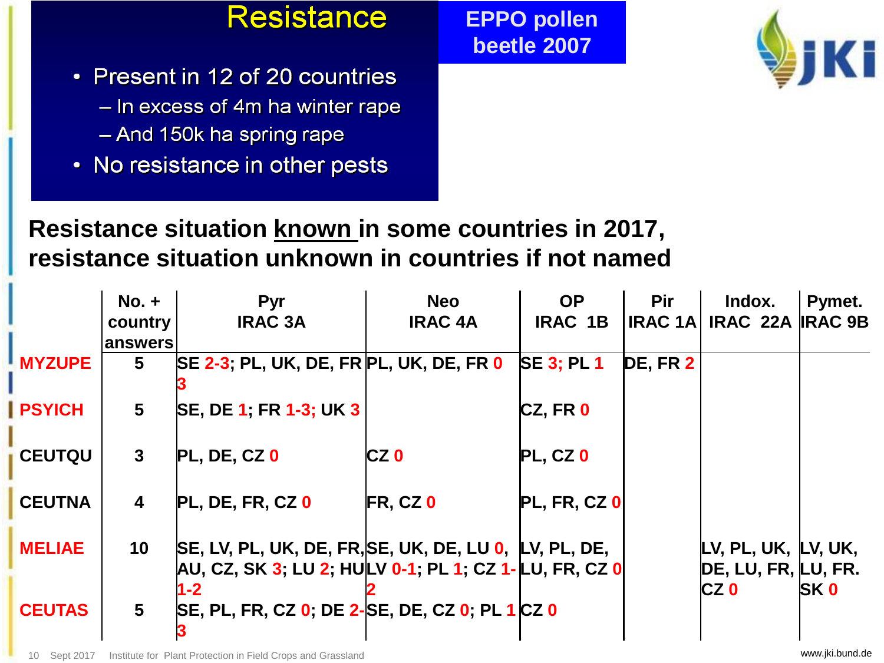## Resistance

**EPPO pollen beetle 2007**

- Present in 12 of 20 countries
  - In excess of 4m ha winter rape
  - And 150k ha spring rape
- No resistance in other pests

**Resistance situation known in some countries in 2017, resistance situation unknown in countries if not named**

| | No. + country answers | Pyr IRAC 3A | Neo IRAC 4A | OP IRAC 1B | Pir IRAC 1A | Indox. IRAC 22A | Pymet. IRAC 9B |
|---|---|---|---|---|---|---|---|
| MYZUPE | 5 | SE 2-3; PL, UK, DE, FR 3 | PL, UK, DE, FR 0 | SE 3; PL 1 | DE, FR 2 | | |
| PSYICH | 5 | SE, DE 1; FR 1-3; UK 3 | | CZ, FR 0 | | | |
| CEUTQU | 3 | PL, DE, CZ 0 | CZ 0 | PL, CZ 0 | | | |
| CEUTNA | 4 | PL, DE, FR, CZ 0 | FR, CZ 0 | PL, FR, CZ 0 | | | |
| MELIAE | 10 | SE, LV, PL, UK, DE, FR, AU, CZ, SK 3; LU 2; HU 1-2 | SE, UK, DE, LU 0, LV 0-1; PL 1; CZ 1-2 | LV, PL, DE, LU, FR, CZ 0 | | LV, PL, UK, DE, LU, FR, CZ 0 | LV, UK, LU, FR. SK 0 |
| CEUTAS | 5 | SE, PL, FR, CZ 0; DE 2-3 | SE, DE, CZ 0; PL 1 | CZ 0 | | | |

Sept 2017 Institute for Plant Protection in Field Crops and Grassland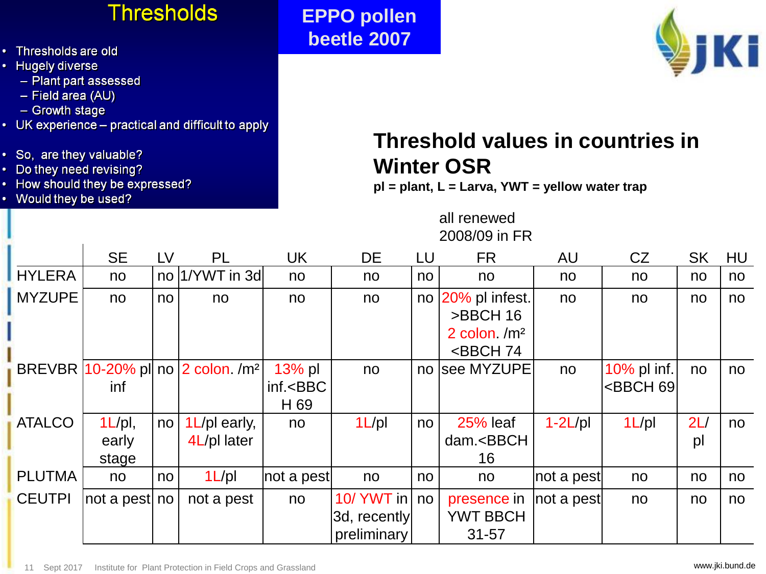# Thresholds

- Thresholds are old
- Hugely diverse
  - Plant part assessed
  - Field area (AU)
  - Growth stage
- UK experience – practical and difficult to apply

- So, are they valuable?
- Do they need revising?
- How should they be expressed?
- Would they be used?

## EPPO pollen beetle 2007

## Threshold values in countries in Winter OSR

**pl = plant, L = Larva, YWT = yellow water trap**

all renewed 2008/09 in FR

| | SE | LV | PL | UK | DE | LU | FR | AU | CZ | SK | HU |
|---|---|---|---|---|---|---|---|---|---|---|---|
| HYLERA | no | no | 1/YWT in 3d | no | no | no | no | no | no | no | no |
| MYZUPE | no | no | no | no | no | no | 20% pl infest. >BBCH 16 2 colon. /m² <BBCH 74 | no | no | no | no |
| BREVBR | 10-20% pl inf | no | 2 colon. /m² | 13% pl inf.<BBCH 69 | no | no | see MYZUPE | no | 10% pl inf. <BBCH 69 | no | no |
| ATALCO | 1L/pl, early stage | no | 1L/pl early, 4L/pl later | no | 1L/pl | no | 25% leaf dam.<BBCH 16 | 1-2L/pl | 1L/pl | 2L/pl | no |
| PLUTMA | no | no | 1L/pl | not a pest | no | no | no | not a pest | no | no | no |
| CEUTPI | not a pest | no | not a pest | no | 10/ YWT in 3d, recently preliminary | no | presence in YWT BBCH 31-57 | not a pest | no | no | no |

Sept 2017 Institute for Plant Protection in Field Crops and Grassland

www.jki.bund.de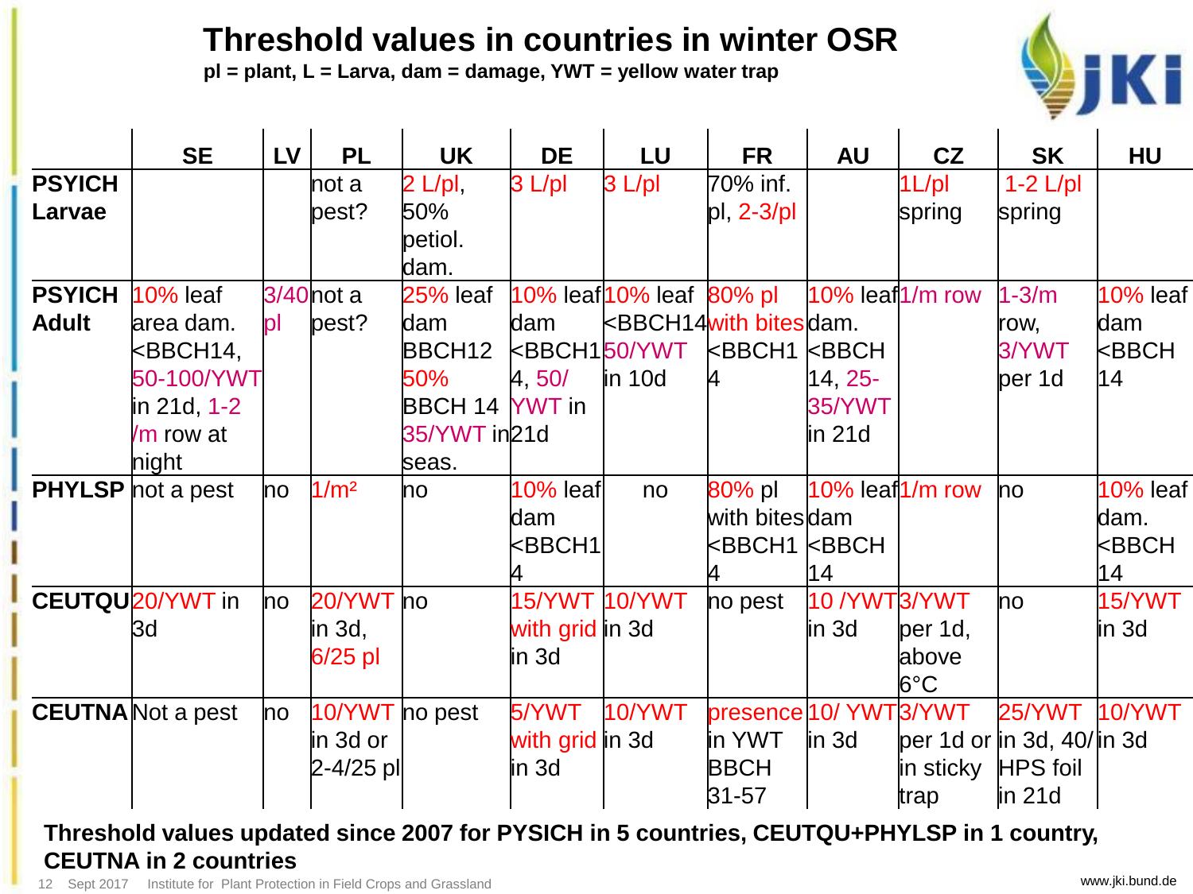# Threshold values in countries in winter OSR

**pl = plant, L = Larva, dam = damage, YWT = yellow water trap**

| | SE | LV | PL | UK | DE | LU | FR | AU | CZ | SK | HU |
|---|---|---|---|---|---|---|---|---|---|---|---|
| **PSYICH Larvae** | | | not a pest? | 2 L/pl, 50% petiol. dam. | 3 L/pl | 3 L/pl | 70% inf. pl, 2-3/pl | | 1L/pl spring | 1-2 L/pl spring | |
| **PSYICH Adult** | 10% leaf area dam. <BBCH14, 50-100/YWT in 21d, 1-2 /m row at night | 3/40 pl | not a pest? | 25% leaf dam BBCH12 50% BBCH 14 35/YWT in seas. | 10% leaf dam <BBCH14, 50/ YWT in 21d | 10% leaf <BBCH14 50/YWT in 10d | 80% pl with bites <BBCH14 | 10% leaf dam. <BBCH 14, 25-35/YWT in 21d | 1/m row | 1-3/m row, 3/YWT per 1d | 10% leaf dam <BBCH 14 |
| **PHYLSP** | not a pest | no | 1/m² | no | 10% leaf dam <BBCH14 | no | 80% pl with bites <BBCH14 | 10% leaf dam <BBCH 14 | 1/m row | no | 10% leaf dam. <BBCH 14 |
| **CEUTQU** | 20/YWT in 3d | no | 20/YWT in 3d, 6/25 pl | no | 15/YWT with grid in 3d | 10/YWT in 3d | no pest | 10 /YWT in 3d | 3/YWT per 1d, above 6°C | no | 15/YWT in 3d |
| **CEUTNA** | Not a pest | no | 10/YWT in 3d or 2-4/25 pl | no pest | 5/YWT with grid in 3d | 10/YWT in 3d | presence in YWT BBCH 31-57 | 10/ YWT in 3d | 3/YWT per 1d or in sticky trap | 25/YWT in 3d, 40/ HPS foil in 21d | 10/YWT in 3d |

**Threshold values updated since 2007 for PYSICH in 5 countries, CEUTQU+PHYLSP in 1 country, CEUTNA in 2 countries**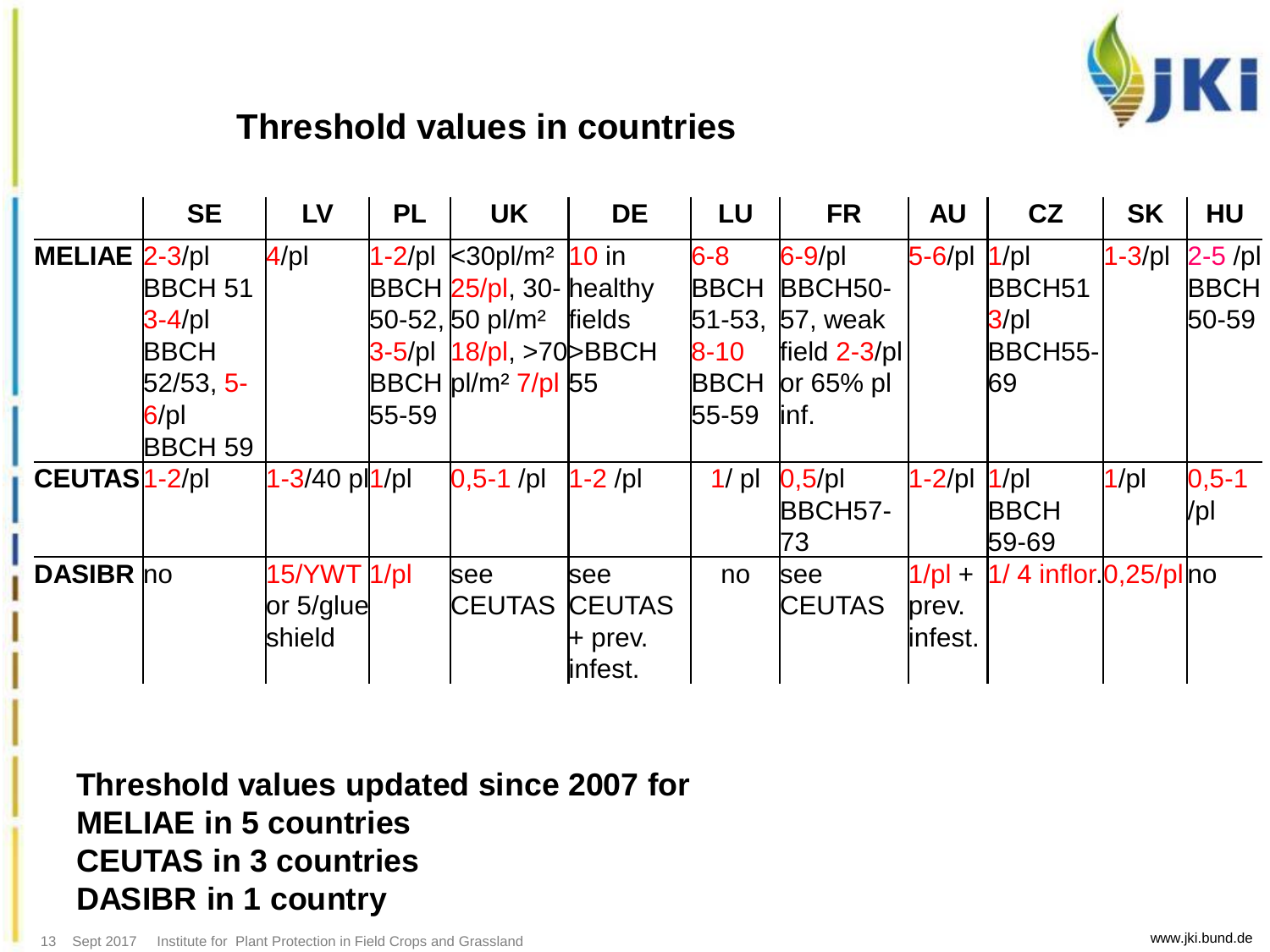## Threshold values in countries

| | SE | LV | PL | UK | DE | LU | FR | AU | CZ | SK | HU |
|---|---|---|---|---|---|---|---|---|---|---|---|
| MELIAE | 2-3/pl BBCH 51 3-4/pl BBCH 52/53, 5-6/pl BBCH 59 | 4/pl | 1-2/pl BBCH 50-52, 3-5/pl BBCH 55-59 | <30pl/m² 25/pl, 30-50 pl/m² 18/pl, >70 pl/m² 7/pl | 10 in healthy fields >BBCH 55 | 6-8 BBCH 51-53, 8-10 BBCH 55-59 | 6-9/pl BBCH50-57, weak field 2-3/pl or 65% pl inf. | 5-6/pl | 1/pl BBCH51 3/pl BBCH55-69 | 1-3/pl | 2-5 /pl BBCH 50-59 |
| CEUTAS | 1-2/pl | 1-3/40 pl | 1/pl | 0,5-1 /pl | 1-2 /pl | 1/ pl | 0,5/pl BBCH57-73 | 1-2/pl | 1/pl BBCH 59-69 | 1/pl | 0,5-1 /pl |
| DASIBR | no | 15/YWT or 5/glue shield | 1/pl | see CEUTAS | see CEUTAS + prev. infest. | no | see CEUTAS | 1/pl + prev. infest. | 1/ 4 inflor. | 0,25/pl | no |

**Threshold values updated since 2007 for**
**MELIAE in 5 countries**
**CEUTAS in 3 countries**
**DASIBR in 1 country**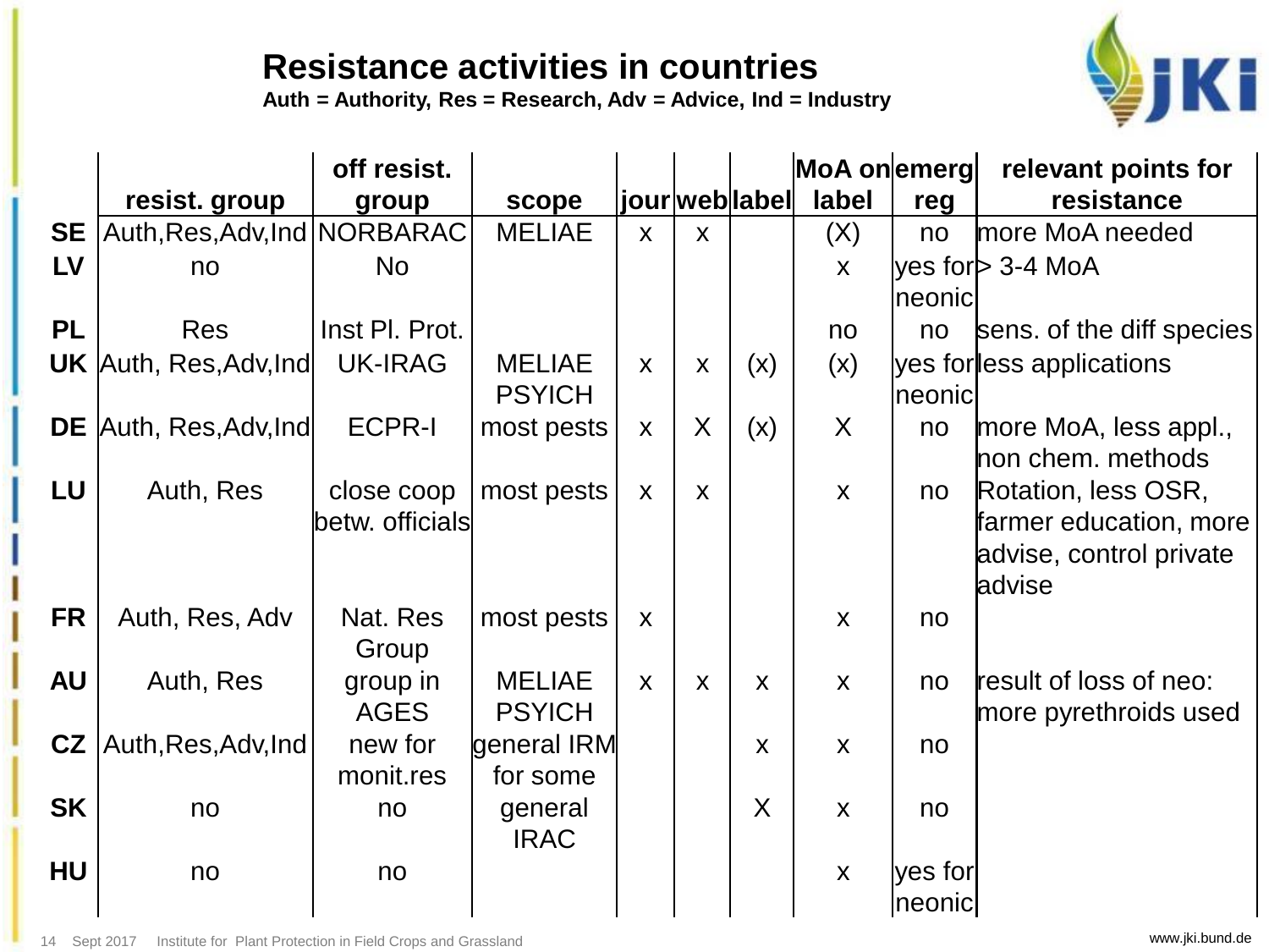# Resistance activities in countries

**Auth = Authority, Res = Research, Adv = Advice, Ind = Industry**

| | resist. group | off resist. group | scope | jour | web | label | MoA on label | emerg reg | relevant points for resistance |
|---|---|---|---|---|---|---|---|---|---|
| **SE** | Auth,Res,Adv,Ind | NORBARAC | MELIAE | x | x | | (X) | no | more MoA needed |
| **LV** | no | No | | | | | x | yes for neonic | > 3-4 MoA |
| **PL** | Res | Inst Pl. Prot. | | | | | no | no | sens. of the diff species |
| **UK** | Auth, Res,Adv,Ind | UK-IRAG | MELIAE PSYICH | x | x | (x) | (x) | yes for neonic | less applications |
| **DE** | Auth, Res,Adv,Ind | ECPR-I | most pests | x | X | (x) | X | no | more MoA, less appl., non chem. methods |
| **LU** | Auth, Res | close coop betw. officials | most pests | x | x | | x | no | Rotation, less OSR, farmer education, more advise, control private advise |
| **FR** | Auth, Res, Adv | Nat. Res Group | most pests | x | | | x | no | |
| **AU** | Auth, Res | group in AGES | MELIAE PSYICH | x | x | x | x | no | result of loss of neo: more pyrethroids used |
| **CZ** | Auth,Res,Adv,Ind | new for monit.res | general IRM for some | | | x | x | no | |
| **SK** | no | no | general IRAC | | | X | x | no | |
| **HU** | no | no | | | | | x | yes for neonic | |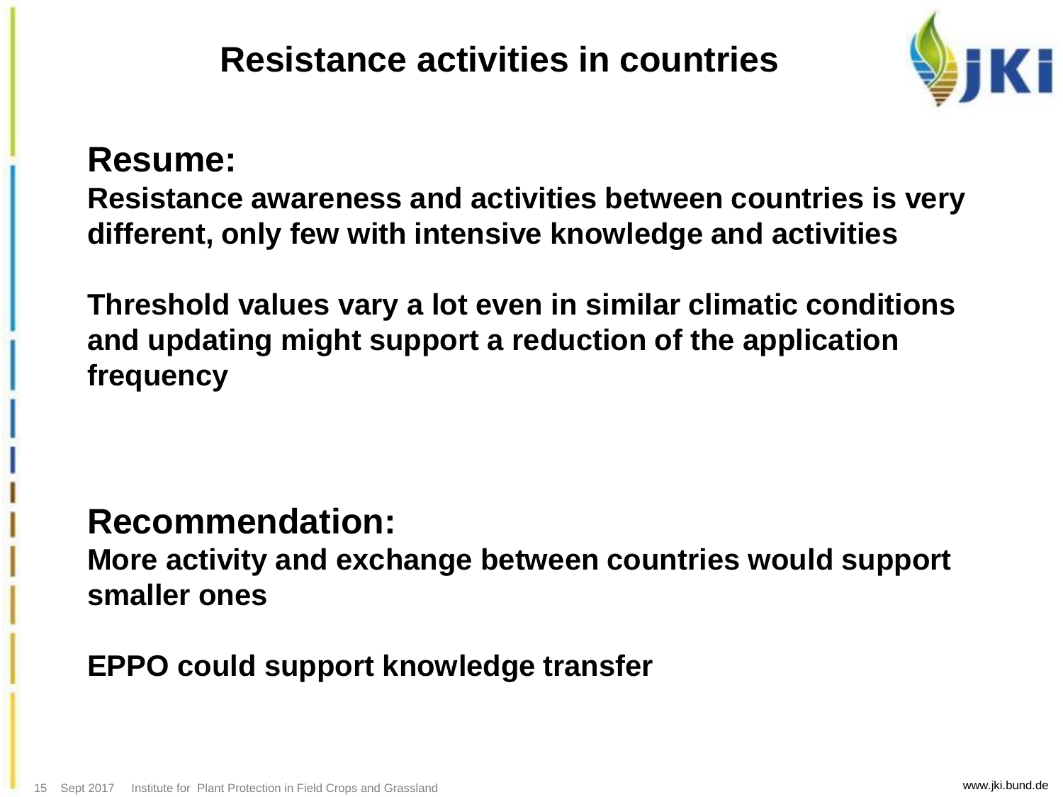# Resistance activities in countries

## Resume:

**Resistance awareness and activities between countries is very different, only few with intensive knowledge and activities**

**Threshold values vary a lot even in similar climatic conditions and updating might support a reduction of the application frequency**

## Recommendation:

**More activity and exchange between countries would support smaller ones**

**EPPO could support knowledge transfer**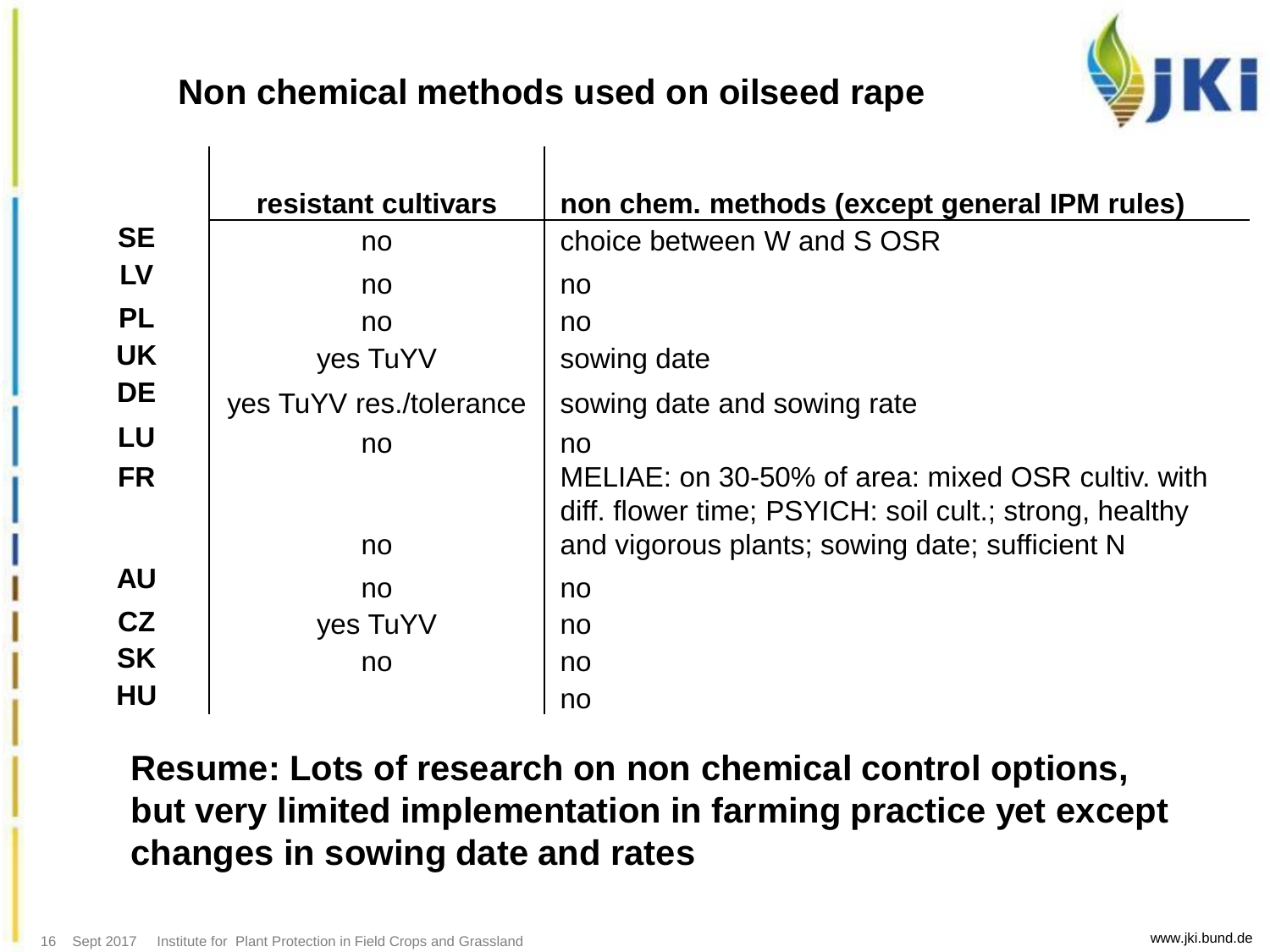# Non chemical methods used on oilseed rape

| | resistant cultivars | non chem. methods (except general IPM rules) |
|---|---|---|
| **SE** | no | choice between W and S OSR |
| **LV** | no | no |
| **PL** | no | no |
| **UK** | yes TuYV | sowing date |
| **DE** | yes TuYV res./tolerance | sowing date and sowing rate |
| **LU** | no | no |
| **FR** | no | MELIAE: on 30-50% of area: mixed OSR cultiv. with diff. flower time; PSYICH: soil cult.; strong, healthy and vigorous plants; sowing date; sufficient N |
| **AU** | no | no |
| **CZ** | yes TuYV | no |
| **SK** | no | no |
| **HU** | | no |

**Resume: Lots of research on non chemical control options, but very limited implementation in farming practice yet except changes in sowing date and rates**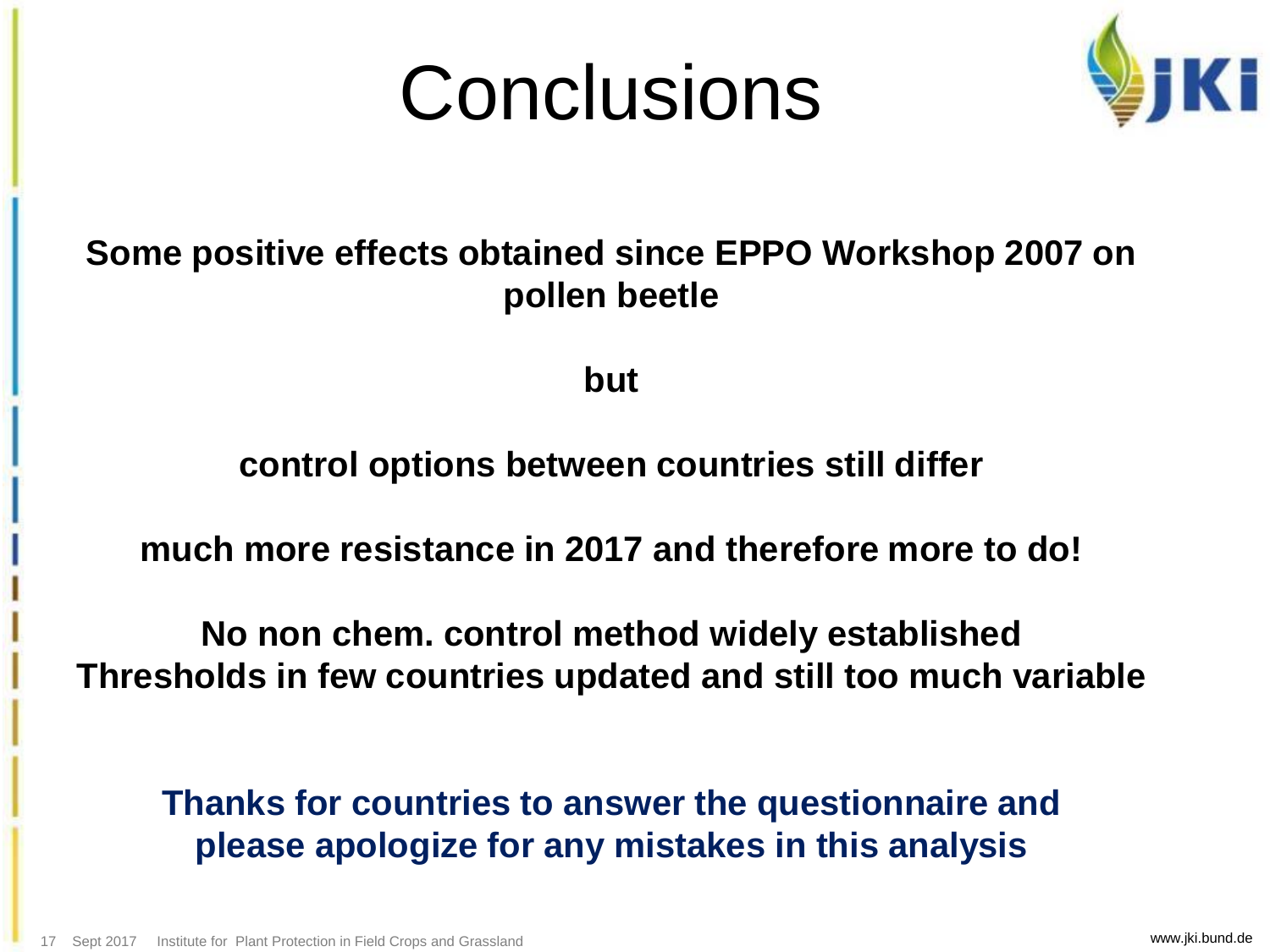# Conclusions

**Some positive effects obtained since EPPO Workshop 2007 on pollen beetle**

**but**

**control options between countries still differ**

**much more resistance in 2017 and therefore more to do!**

**No non chem. control method widely established**
**Thresholds in few countries updated and still too much variable**

**Thanks for countries to answer the questionnaire and please apologize for any mistakes in this analysis**